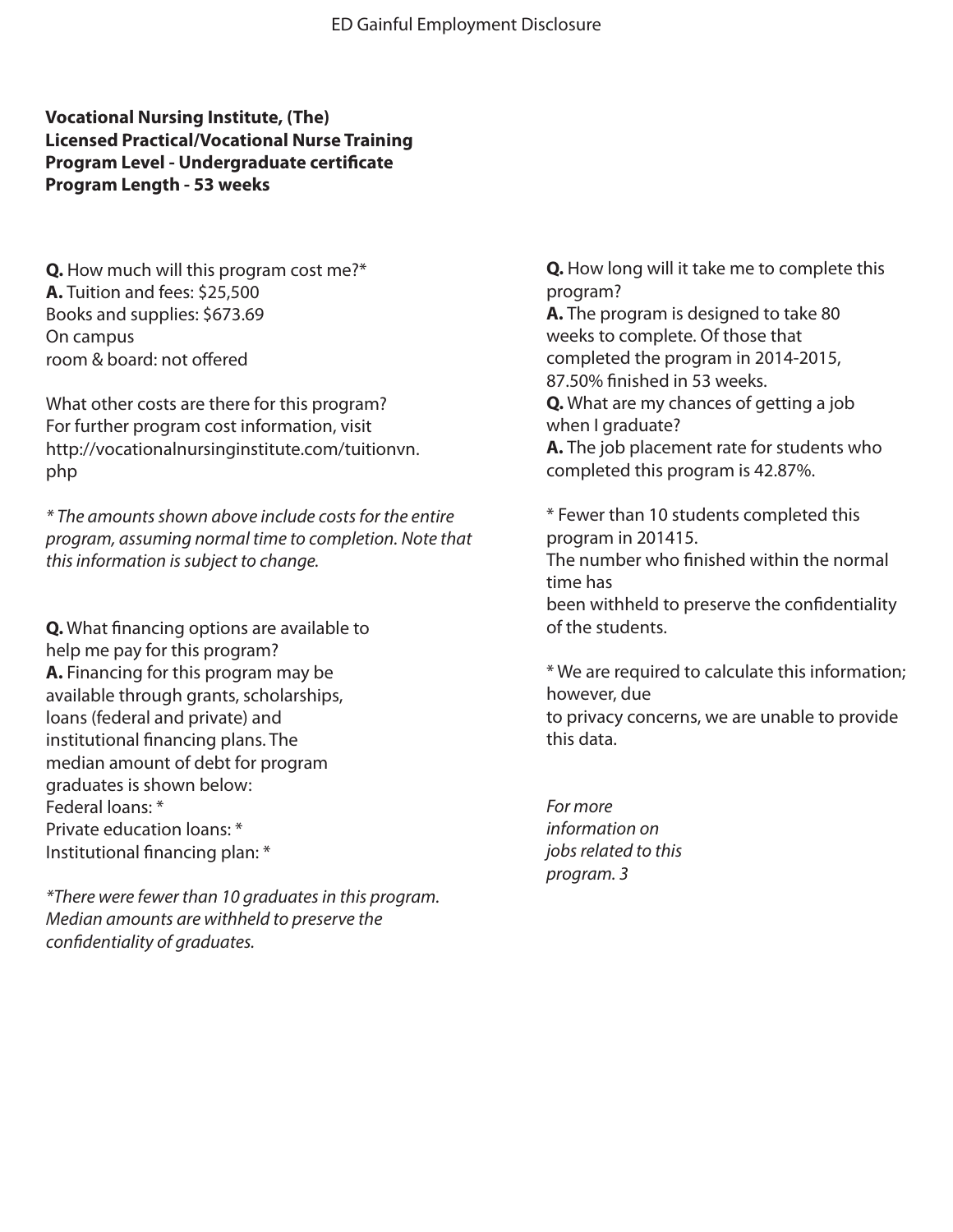ED Gainful Employment Disclosure

**Vocational Nursing Institute, (The)**
**Licensed Practical/Vocational Nurse Training**
**Program Level - Undergraduate certificate**
**Program Length - 53 weeks**

**Q.** How much will this program cost me?*
**A.** Tuition and fees: $25,500
Books and supplies: $673.69
On campus
room & board: not offered

What other costs are there for this program?
For further program cost information, visit
http://vocationalnursinginstitute.com/tuitionvn.php

*\* The amounts shown above include costs for the entire program, assuming normal time to completion. Note that this information is subject to change.*

**Q.** What financing options are available to help me pay for this program?
**A.** Financing for this program may be available through grants, scholarships, loans (federal and private) and institutional financing plans. The median amount of debt for program graduates is shown below:
Federal loans: *
Private education loans: *
Institutional financing plan: *

*\*There were fewer than 10 graduates in this program. Median amounts are withheld to preserve the confidentiality of graduates.*

**Q.** How long will it take me to complete this program?
**A.** The program is designed to take 80 weeks to complete. Of those that completed the program in 2014-2015, 87.50% finished in 53 weeks.
**Q.** What are my chances of getting a job when I graduate?
**A.** The job placement rate for students who completed this program is 42.87%.

\* Fewer than 10 students completed this program in 201415.
The number who finished within the normal time has
been withheld to preserve the confidentiality of the students.

\* We are required to calculate this information; however, due
to privacy concerns, we are unable to provide this data.

*For more information on jobs related to this program. 3*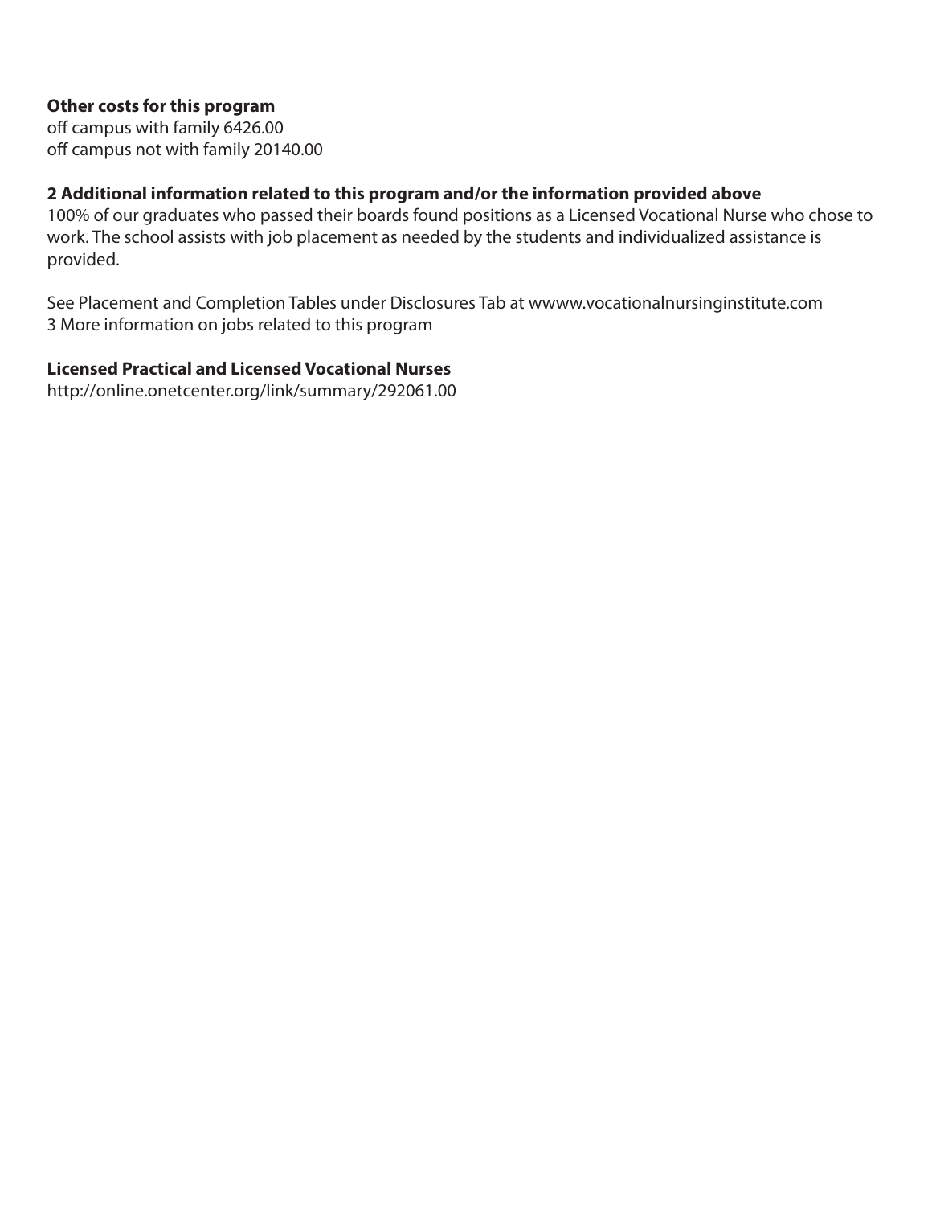**Other costs for this program**

off campus with family 6426.00
off campus not with family 20140.00

**2 Additional information related to this program and/or the information provided above**

100% of our graduates who passed their boards found positions as a Licensed Vocational Nurse who chose to work. The school assists with job placement as needed by the students and individualized assistance is provided.

See Placement and Completion Tables under Disclosures Tab at wwww.vocationalnursinginstitute.com
3 More information on jobs related to this program

**Licensed Practical and Licensed Vocational Nurses**

http://online.onetcenter.org/link/summary/292061.00